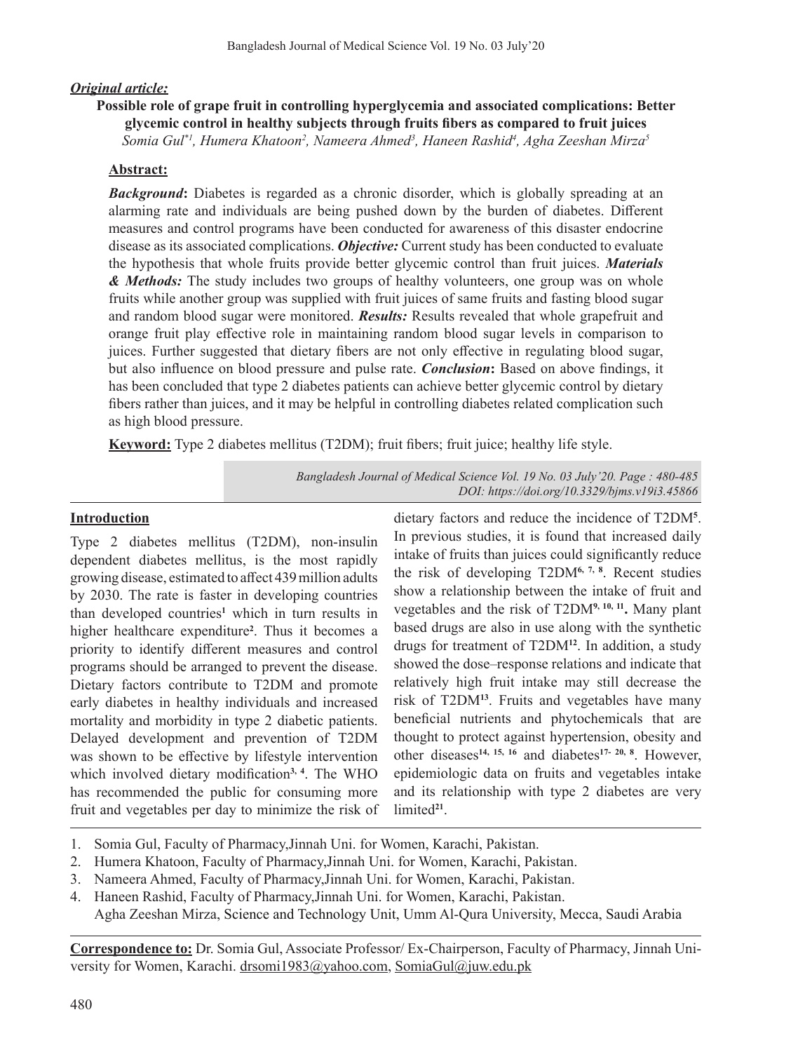***Original article:***

# Possible role of grape fruit in controlling hyperglycemia and associated complications: Better glycemic control in healthy subjects through fruits fibers as compared to fruit juices

*Somia Gul*[*1], Humera Khatoon[2], Nameera Ahmed[3], Haneen Rashid[4], Agha Zeeshan Mirza[5]*

## Abstract:

***Background*****:** Diabetes is regarded as a chronic disorder, which is globally spreading at an alarming rate and individuals are being pushed down by the burden of diabetes. Different measures and control programs have been conducted for awareness of this disaster endocrine disease as its associated complications. ***Objective:*** Current study has been conducted to evaluate the hypothesis that whole fruits provide better glycemic control than fruit juices. ***Materials & Methods:*** The study includes two groups of healthy volunteers, one group was on whole fruits while another group was supplied with fruit juices of same fruits and fasting blood sugar and random blood sugar were monitored. ***Results:*** Results revealed that whole grapefruit and orange fruit play effective role in maintaining random blood sugar levels in comparison to juices. Further suggested that dietary fibers are not only effective in regulating blood sugar, but also influence on blood pressure and pulse rate. ***Conclusion*****:** Based on above findings, it has been concluded that type 2 diabetes patients can achieve better glycemic control by dietary fibers rather than juices, and it may be helpful in controlling diabetes related complication such as high blood pressure.

**Keyword:** Type 2 diabetes mellitus (T2DM); fruit fibers; fruit juice; healthy life style.

*DOI: https://doi.org/10.3329/bjms.v19i3.45866*

## Introduction

Type 2 diabetes mellitus (T2DM), non-insulin dependent diabetes mellitus, is the most rapidly growing disease, estimated to affect 439 million adults by 2030. The rate is faster in developing countries than developed countries[1] which in turn results in higher healthcare expenditure[2]. Thus it becomes a priority to identify different measures and control programs should be arranged to prevent the disease. Dietary factors contribute to T2DM and promote early diabetes in healthy individuals and increased mortality and morbidity in type 2 diabetic patients. Delayed development and prevention of T2DM was shown to be effective by lifestyle intervention which involved dietary modification[3, 4]. The WHO has recommended the public for consuming more fruit and vegetables per day to minimize the risk of dietary factors and reduce the incidence of T2DM[5]. In previous studies, it is found that increased daily intake of fruits than juices could significantly reduce the risk of developing T2DM[6, 7, 8]. Recent studies show a relationship between the intake of fruit and vegetables and the risk of T2DM[9, 10, 11]**.** Many plant based drugs are also in use along with the synthetic drugs for treatment of T2DM[12]. In addition, a study showed the dose–response relations and indicate that relatively high fruit intake may still decrease the risk of T2DM[13]. Fruits and vegetables have many beneficial nutrients and phytochemicals that are thought to protect against hypertension, obesity and other diseases[14, 15, 16] and diabetes[17- 20, 8]. However, epidemiologic data on fruits and vegetables intake and its relationship with type 2 diabetes are very limited[21].

1. Somia Gul, Faculty of Pharmacy,Jinnah Uni. for Women, Karachi, Pakistan.
2. Humera Khatoon, Faculty of Pharmacy,Jinnah Uni. for Women, Karachi, Pakistan.
3. Nameera Ahmed, Faculty of Pharmacy,Jinnah Uni. for Women, Karachi, Pakistan.
4. Haneen Rashid, Faculty of Pharmacy,Jinnah Uni. for Women, Karachi, Pakistan.
   Agha Zeeshan Mirza, Science and Technology Unit, Umm Al-Qura University, Mecca, Saudi Arabia

**Correspondence to:** Dr. Somia Gul, Associate Professor/ Ex-Chairperson, Faculty of Pharmacy, Jinnah University for Women, Karachi. drsomi1983@yahoo.com, SomiaGul@juw.edu.pk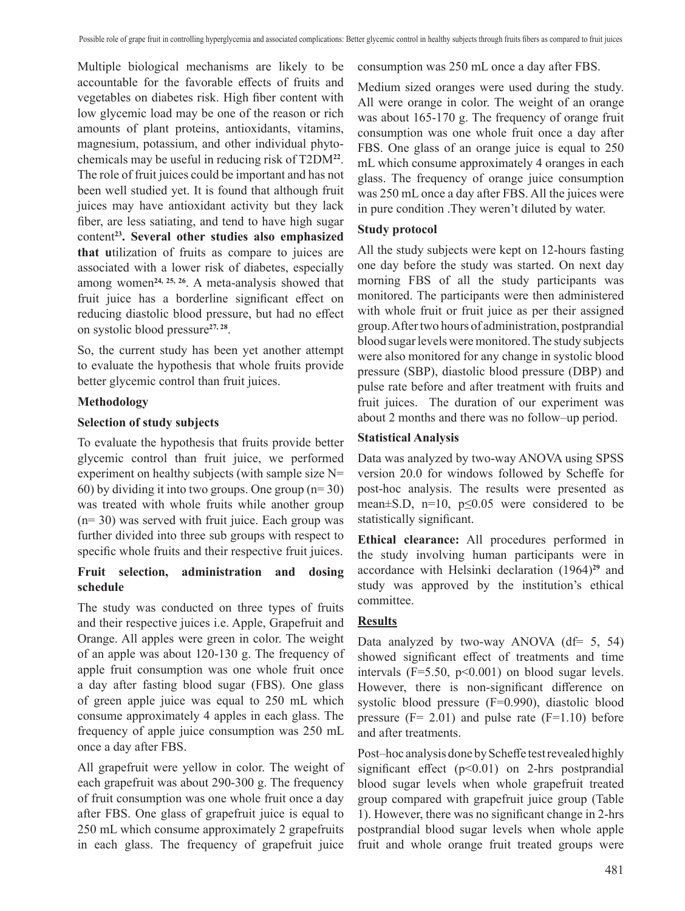Multiple biological mechanisms are likely to be accountable for the favorable effects of fruits and vegetables on diabetes risk. High fiber content with low glycemic load may be one of the reason or rich amounts of plant proteins, antioxidants, vitamins, magnesium, potassium, and other individual phytochemicals may be useful in reducing risk of T2DM[22]. The role of fruit juices could be important and has not been well studied yet. It is found that although fruit juices may have antioxidant activity but they lack fiber, are less satiating, and tend to have high sugar content[23]. **Several other studies also emphasized that u**tilization of fruits as compare to juices are associated with a lower risk of diabetes, especially among women[24, 25, 26]. A meta-analysis showed that fruit juice has a borderline significant effect on reducing diastolic blood pressure, but had no effect on systolic blood pressure[27, 28].

So, the current study has been yet another attempt to evaluate the hypothesis that whole fruits provide better glycemic control than fruit juices.

## Methodology

### Selection of study subjects

To evaluate the hypothesis that fruits provide better glycemic control than fruit juice, we performed experiment on healthy subjects (with sample size N= 60) by dividing it into two groups. One group (n= 30) was treated with whole fruits while another group (n= 30) was served with fruit juice. Each group was further divided into three sub groups with respect to specific whole fruits and their respective fruit juices.

### Fruit selection, administration and dosing schedule

The study was conducted on three types of fruits and their respective juices i.e. Apple, Grapefruit and Orange. All apples were green in color. The weight of an apple was about 120-130 g. The frequency of apple fruit consumption was one whole fruit once a day after fasting blood sugar (FBS). One glass of green apple juice was equal to 250 mL which consume approximately 4 apples in each glass. The frequency of apple juice consumption was 250 mL once a day after FBS.

All grapefruit were yellow in color. The weight of each grapefruit was about 290-300 g. The frequency of fruit consumption was one whole fruit once a day after FBS. One glass of grapefruit juice is equal to 250 mL which consume approximately 2 grapefruits in each glass. The frequency of grapefruit juice consumption was 250 mL once a day after FBS.

Medium sized oranges were used during the study. All were orange in color. The weight of an orange was about 165-170 g. The frequency of orange fruit consumption was one whole fruit once a day after FBS. One glass of an orange juice is equal to 250 mL which consume approximately 4 oranges in each glass. The frequency of orange juice consumption was 250 mL once a day after FBS. All the juices were in pure condition .They weren't diluted by water.

### Study protocol

All the study subjects were kept on 12-hours fasting one day before the study was started. On next day morning FBS of all the study participants was monitored. The participants were then administered with whole fruit or fruit juice as per their assigned group. After two hours of administration, postprandial blood sugar levels were monitored. The study subjects were also monitored for any change in systolic blood pressure (SBP), diastolic blood pressure (DBP) and pulse rate before and after treatment with fruits and fruit juices. The duration of our experiment was about 2 months and there was no follow–up period.

### Statistical Analysis

Data was analyzed by two-way ANOVA using SPSS version 20.0 for windows followed by Scheffe for post-hoc analysis. The results were presented as mean±S.D, n=10, $p \leq 0.05$ were considered to be statistically significant.

**Ethical clearance:** All procedures performed in the study involving human participants were in accordance with Helsinki declaration (1964)[29] and study was approved by the institution's ethical committee.

## Results

Data analyzed by two-way ANOVA (df= 5, 54) showed significant effect of treatments and time intervals ($F=5.50$, $p<0.001$) on blood sugar levels. However, there is non-significant difference on systolic blood pressure ($F=0.990$), diastolic blood pressure ($F= 2.01$) and pulse rate ($F=1.10$) before and after treatments.

Post–hoc analysis done by Scheffe test revealed highly significant effect ($p<0.01$) on 2-hrs postprandial blood sugar levels when whole grapefruit treated group compared with grapefruit juice group (Table 1). However, there was no significant change in 2-hrs postprandial blood sugar levels when whole apple fruit and whole orange fruit treated groups were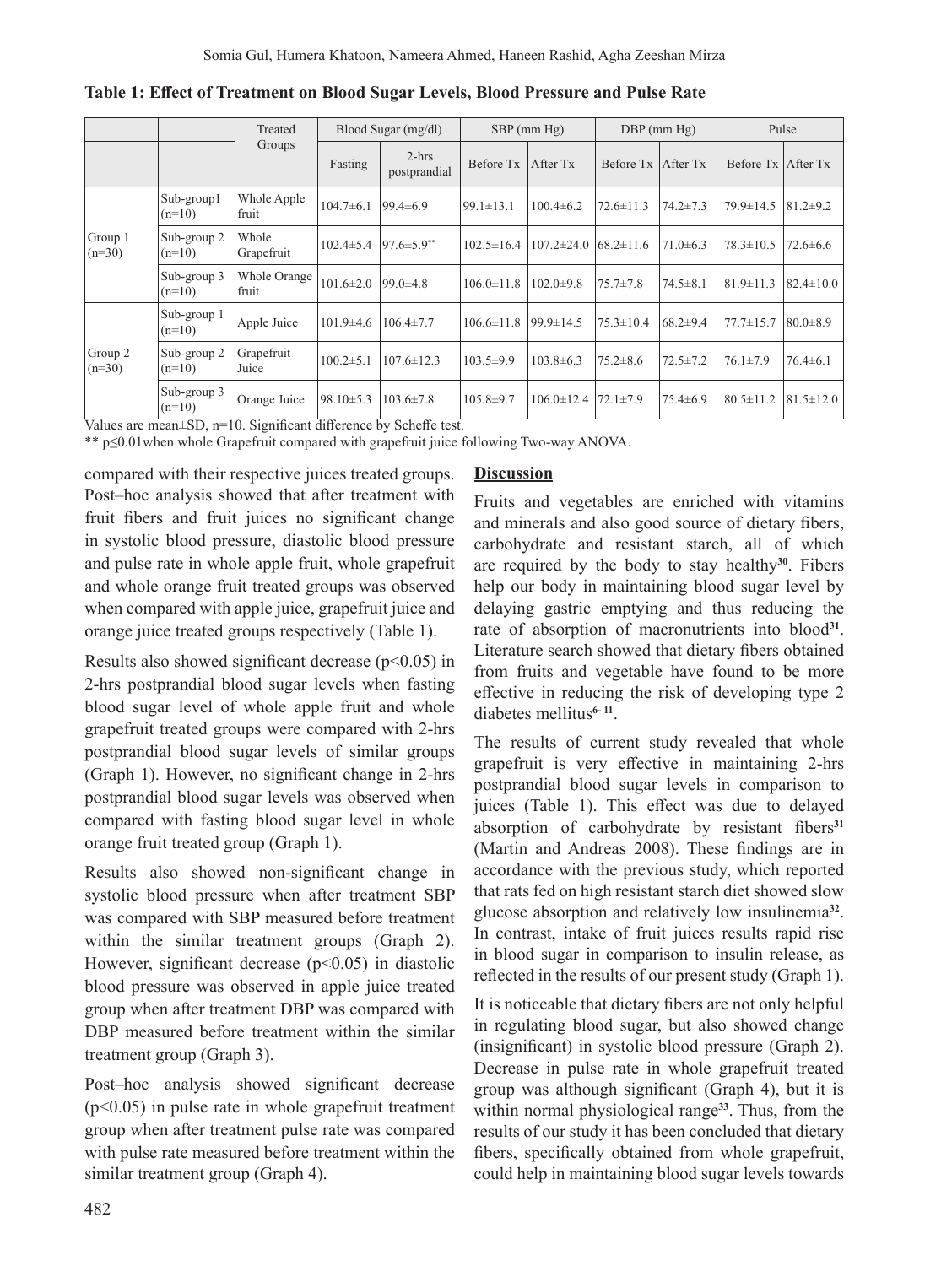**Table 1: Effect of Treatment on Blood Sugar Levels, Blood Pressure and Pulse Rate**

| | | Treated Groups | Blood Sugar (mg/dl) | | SBP (mm Hg) | | DBP (mm Hg) | | Pulse | |
|---|---|---|---|---|---|---|---|---|---|---|
| | | | Fasting | 2-hrs postprandial | Before Tx | After Tx | Before Tx | After Tx | Before Tx | After Tx |
| Group 1 (n=30) | Sub-group1 (n=10) | Whole Apple fruit | 104.7±6.1 | 99.4±6.9 | 99.1±13.1 | 100.4±6.2 | 72.6±11.3 | 74.2±7.3 | 79.9±14.5 | 81.2±9.2 |
| | Sub-group 2 (n=10) | Whole Grapefruit | 102.4±5.4 | 97.6±5.9** | 102.5±16.4 | 107.2±24.0 | 68.2±11.6 | 71.0±6.3 | 78.3±10.5 | 72.6±6.6 |
| | Sub-group 3 (n=10) | Whole Orange fruit | 101.6±2.0 | 99.0±4.8 | 106.0±11.8 | 102.0±9.8 | 75.7±7.8 | 74.5±8.1 | 81.9±11.3 | 82.4±10.0 |
| Group 2 (n=30) | Sub-group 1 (n=10) | Apple Juice | 101.9±4.6 | 106.4±7.7 | 106.6±11.8 | 99.9±14.5 | 75.3±10.4 | 68.2±9.4 | 77.7±15.7 | 80.0±8.9 |
| | Sub-group 2 (n=10) | Grapefruit Juice | 100.2±5.1 | 107.6±12.3 | 103.5±9.9 | 103.8±6.3 | 75.2±8.6 | 72.5±7.2 | 76.1±7.9 | 76.4±6.1 |
| | Sub-group 3 (n=10) | Orange Juice | 98.10±5.3 | 103.6±7.8 | 105.8±9.7 | 106.0±12.4 | 72.1±7.9 | 75.4±6.9 | 80.5±11.2 | 81.5±12.0 |

Values are mean±SD, n=10. Significant difference by Scheffe test.
** p≤0.01when whole Grapefruit compared with grapefruit juice following Two-way ANOVA.

compared with their respective juices treated groups. Post–hoc analysis showed that after treatment with fruit fibers and fruit juices no significant change in systolic blood pressure, diastolic blood pressure and pulse rate in whole apple fruit, whole grapefruit and whole orange fruit treated groups was observed when compared with apple juice, grapefruit juice and orange juice treated groups respectively (Table 1).

Results also showed significant decrease ($p<0.05$) in 2-hrs postprandial blood sugar levels when fasting blood sugar level of whole apple fruit and whole grapefruit treated groups were compared with 2-hrs postprandial blood sugar levels of similar groups (Graph 1). However, no significant change in 2-hrs postprandial blood sugar levels was observed when compared with fasting blood sugar level in whole orange fruit treated group (Graph 1).

Results also showed non-significant change in systolic blood pressure when after treatment SBP was compared with SBP measured before treatment within the similar treatment groups (Graph 2). However, significant decrease ($p<0.05$) in diastolic blood pressure was observed in apple juice treated group when after treatment DBP was compared with DBP measured before treatment within the similar treatment group (Graph 3).

Post–hoc analysis showed significant decrease ($p<0.05$) in pulse rate in whole grapefruit treatment group when after treatment pulse rate was compared with pulse rate measured before treatment within the similar treatment group (Graph 4).

## Discussion

Fruits and vegetables are enriched with vitamins and minerals and also good source of dietary fibers, carbohydrate and resistant starch, all of which are required by the body to stay healthy[30]. Fibers help our body in maintaining blood sugar level by delaying gastric emptying and thus reducing the rate of absorption of macronutrients into blood[31]. Literature search showed that dietary fibers obtained from fruits and vegetable have found to be more effective in reducing the risk of developing type 2 diabetes mellitus[6-11].

The results of current study revealed that whole grapefruit is very effective in maintaining 2-hrs postprandial blood sugar levels in comparison to juices (Table 1). This effect was due to delayed absorption of carbohydrate by resistant fibers[31] (Martin and Andreas 2008). These findings are in accordance with the previous study, which reported that rats fed on high resistant starch diet showed slow glucose absorption and relatively low insulinemia[32]. In contrast, intake of fruit juices results rapid rise in blood sugar in comparison to insulin release, as reflected in the results of our present study (Graph 1).

It is noticeable that dietary fibers are not only helpful in regulating blood sugar, but also showed change (insignificant) in systolic blood pressure (Graph 2). Decrease in pulse rate in whole grapefruit treated group was although significant (Graph 4), but it is within normal physiological range[33]. Thus, from the results of our study it has been concluded that dietary fibers, specifically obtained from whole grapefruit, could help in maintaining blood sugar levels towards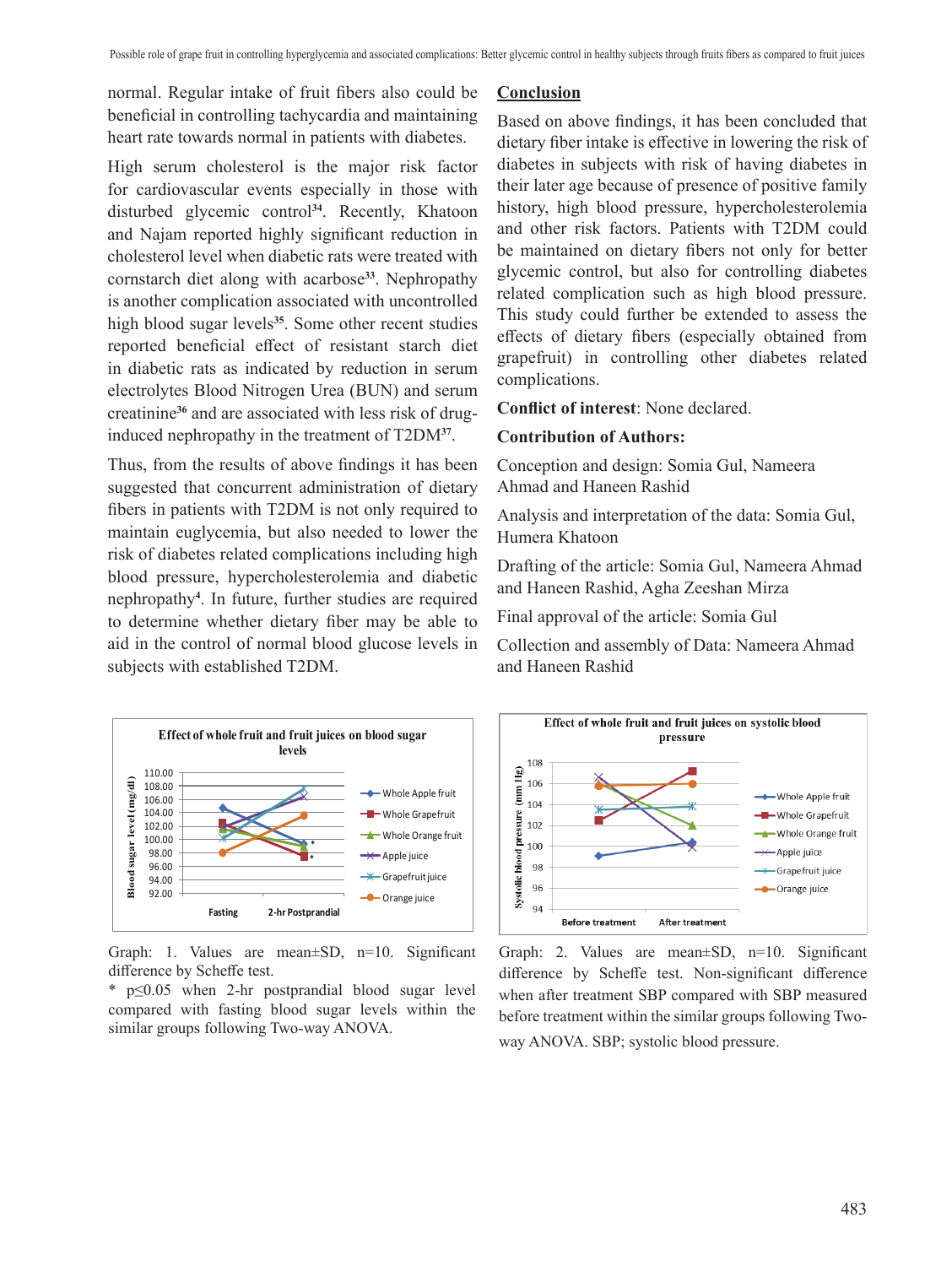normal. Regular intake of fruit fibers also could be beneficial in controlling tachycardia and maintaining heart rate towards normal in patients with diabetes.

High serum cholesterol is the major risk factor for cardiovascular events especially in those with disturbed glycemic control[34]. Recently, Khatoon and Najam reported highly significant reduction in cholesterol level when diabetic rats were treated with cornstarch diet along with acarbose[33]. Nephropathy is another complication associated with uncontrolled high blood sugar levels[35]. Some other recent studies reported beneficial effect of resistant starch diet in diabetic rats as indicated by reduction in serum electrolytes Blood Nitrogen Urea (BUN) and serum creatinine[36] and are associated with less risk of drug-induced nephropathy in the treatment of T2DM[37].

Thus, from the results of above findings it has been suggested that concurrent administration of dietary fibers in patients with T2DM is not only required to maintain euglycemia, but also needed to lower the risk of diabetes related complications including high blood pressure, hypercholesterolemia and diabetic nephropathy[4]. In future, further studies are required to determine whether dietary fiber may be able to aid in the control of normal blood glucose levels in subjects with established T2DM.

## Conclusion

Based on above findings, it has been concluded that dietary fiber intake is effective in lowering the risk of diabetes in subjects with risk of having diabetes in their later age because of presence of positive family history, high blood pressure, hypercholesterolemia and other risk factors. Patients with T2DM could be maintained on dietary fibers not only for better glycemic control, but also for controlling diabetes related complication such as high blood pressure. This study could further be extended to assess the effects of dietary fibers (especially obtained from grapefruit) in controlling other diabetes related complications.

**Conflict of interest**: None declared.

**Contribution of Authors:**

Conception and design: Somia Gul, Nameera Ahmad and Haneen Rashid

Analysis and interpretation of the data: Somia Gul, Humera Khatoon

Drafting of the article: Somia Gul, Nameera Ahmad and Haneen Rashid, Agha Zeeshan Mirza

Final approval of the article: Somia Gul

Collection and assembly of Data: Nameera Ahmad and Haneen Rashid

Graph: 1. Values are mean±SD, n=10. Significant difference by Scheffe test.
* $p \leq 0.05$ when 2-hr postprandial blood sugar level compared with fasting blood sugar levels within the similar groups following Two-way ANOVA.

Graph: 2. Values are mean±SD, n=10. Significant difference by Scheffe test. Non-significant difference when after treatment SBP compared with SBP measured before treatment within the similar groups following Two-way ANOVA. SBP; systolic blood pressure.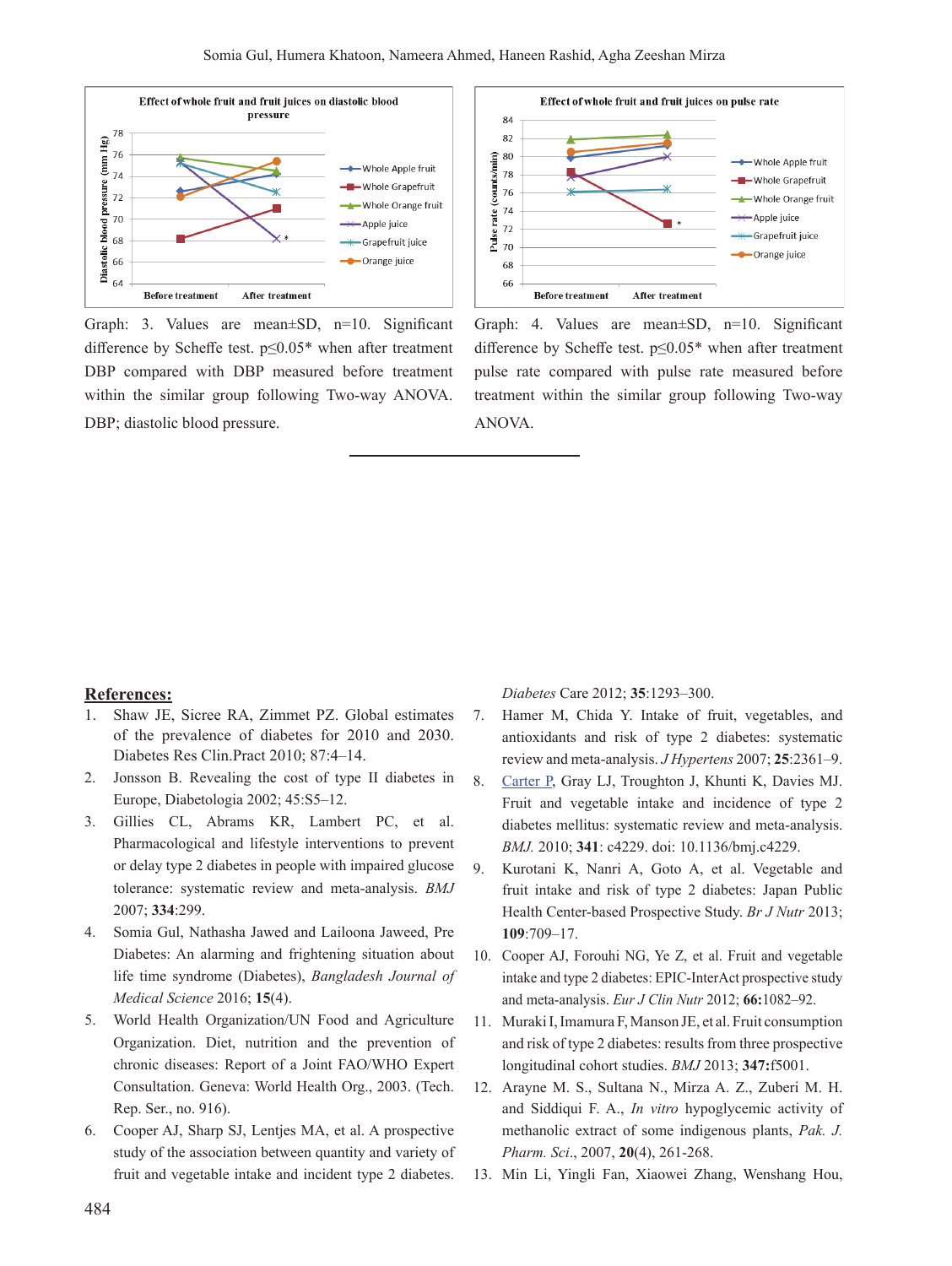Graph: 3. Values are mean±SD, n=10. Significant difference by Scheffe test. p≤0.05* when after treatment DBP compared with DBP measured before treatment within the similar group following Two-way ANOVA. DBP; diastolic blood pressure.

Graph: 4. Values are mean±SD, n=10. Significant difference by Scheffe test. p≤0.05* when after treatment pulse rate compared with pulse rate measured before treatment within the similar group following Two-way ANOVA.

## References:

1. Shaw JE, Sicree RA, Zimmet PZ. Global estimates of the prevalence of diabetes for 2010 and 2030. Diabetes Res Clin.Pract 2010; 87:4–14.
2. Jonsson B. Revealing the cost of type II diabetes in Europe, Diabetologia 2002; 45:S5–12.
3. Gillies CL, Abrams KR, Lambert PC, et al. Pharmacological and lifestyle interventions to prevent or delay type 2 diabetes in people with impaired glucose tolerance: systematic review and meta-analysis. *BMJ* 2007; **334**:299.
4. Somia Gul, Nathasha Jawed and Lailoona Jaweed, Pre Diabetes: An alarming and frightening situation about life time syndrome (Diabetes), *Bangladesh Journal of Medical Science* 2016; **15**(4).
5. World Health Organization/UN Food and Agriculture Organization. Diet, nutrition and the prevention of chronic diseases: Report of a Joint FAO/WHO Expert Consultation. Geneva: World Health Org., 2003. (Tech. Rep. Ser., no. 916).
6. Cooper AJ, Sharp SJ, Lentjes MA, et al. A prospective study of the association between quantity and variety of fruit and vegetable intake and incident type 2 diabetes. *Diabetes* Care 2012; **35**:1293–300.
7. Hamer M, Chida Y. Intake of fruit, vegetables, and antioxidants and risk of type 2 diabetes: systematic review and meta-analysis. *J Hypertens* 2007; **25**:2361–9.
8. Carter P, Gray LJ, Troughton J, Khunti K, Davies MJ. Fruit and vegetable intake and incidence of type 2 diabetes mellitus: systematic review and meta-analysis. *BMJ.* 2010; **341**: c4229. doi: 10.1136/bmj.c4229.
9. Kurotani K, Nanri A, Goto A, et al. Vegetable and fruit intake and risk of type 2 diabetes: Japan Public Health Center-based Prospective Study. *Br J Nutr* 2013; **109**:709–17.
10. Cooper AJ, Forouhi NG, Ye Z, et al. Fruit and vegetable intake and type 2 diabetes: EPIC-InterAct prospective study and meta-analysis. *Eur J Clin Nutr* 2012; **66:**1082–92.
11. Muraki I, Imamura F, Manson JE, et al. Fruit consumption and risk of type 2 diabetes: results from three prospective longitudinal cohort studies. *BMJ* 2013; **347:**f5001.
12. Arayne M. S., Sultana N., Mirza A. Z., Zuberi M. H. and Siddiqui F. A., *In vitro* hypoglycemic activity of methanolic extract of some indigenous plants, *Pak. J. Pharm. Sci*., 2007, **20**(4), 261-268.
13. Min Li, Yingli Fan, Xiaowei Zhang, Wenshang Hou,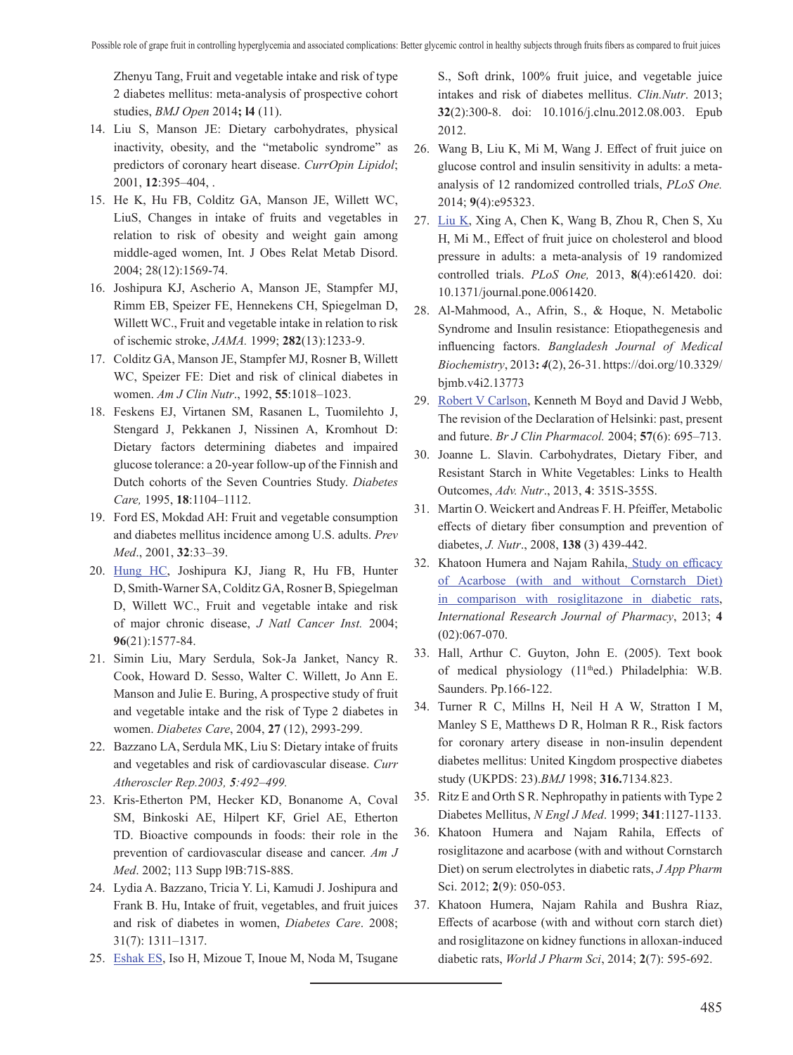Zhenyu Tang, Fruit and vegetable intake and risk of type 2 diabetes mellitus: meta-analysis of prospective cohort studies, *BMJ Open* 2014**; l4** (11).

14. Liu S, Manson JE: Dietary carbohydrates, physical inactivity, obesity, and the "metabolic syndrome" as predictors of coronary heart disease. *CurrOpin Lipidol*; 2001, **12**:395–404, .
15. He K, Hu FB, Colditz GA, Manson JE, Willett WC, LiuS, Changes in intake of fruits and vegetables in relation to risk of obesity and weight gain among middle-aged women, Int. J Obes Relat Metab Disord. 2004; 28(12):1569-74.
16. Joshipura KJ, Ascherio A, Manson JE, Stampfer MJ, Rimm EB, Speizer FE, Hennekens CH, Spiegelman D, Willett WC., Fruit and vegetable intake in relation to risk of ischemic stroke, *JAMA.* 1999; **282**(13):1233-9.
17. Colditz GA, Manson JE, Stampfer MJ, Rosner B, Willett WC, Speizer FE: Diet and risk of clinical diabetes in women. *Am J Clin Nutr*., 1992, **55**:1018–1023.
18. Feskens EJ, Virtanen SM, Rasanen L, Tuomilehto J, Stengard J, Pekkanen J, Nissinen A, Kromhout D: Dietary factors determining diabetes and impaired glucose tolerance: a 20-year follow-up of the Finnish and Dutch cohorts of the Seven Countries Study. *Diabetes Care,* 1995, **18**:1104–1112.
19. Ford ES, Mokdad AH: Fruit and vegetable consumption and diabetes mellitus incidence among U.S. adults. *Prev Med*., 2001, **32**:33–39.
20. Hung HC, Joshipura KJ, Jiang R, Hu FB, Hunter D, Smith-Warner SA, Colditz GA, Rosner B, Spiegelman D, Willett WC., Fruit and vegetable intake and risk of major chronic disease, *J Natl Cancer Inst.* 2004; **96**(21):1577-84.
21. Simin Liu, Mary Serdula, Sok-Ja Janket, Nancy R. Cook, Howard D. Sesso, Walter C. Willett, Jo Ann E. Manson and Julie E. Buring, A prospective study of fruit and vegetable intake and the risk of Type 2 diabetes in women. *Diabetes Care*, 2004, **27** (12), 2993-299.
22. Bazzano LA, Serdula MK, Liu S: Dietary intake of fruits and vegetables and risk of cardiovascular disease. *Curr Atheroscler Rep.2003, **5**:492–499.*
23. Kris-Etherton PM, Hecker KD, Bonanome A, Coval SM, Binkoski AE, Hilpert KF, Griel AE, Etherton TD. Bioactive compounds in foods: their role in the prevention of cardiovascular disease and cancer. *Am J Med*. 2002; 113 Supp l9B:71S-88S.
24. Lydia A. Bazzano, Tricia Y. Li, Kamudi J. Joshipura and Frank B. Hu, Intake of fruit, vegetables, and fruit juices and risk of diabetes in women, *Diabetes Care*. 2008; 31(7): 1311–1317.
25. Eshak ES, Iso H, Mizoue T, Inoue M, Noda M, Tsugane S., Soft drink, 100% fruit juice, and vegetable juice intakes and risk of diabetes mellitus. *Clin.Nutr*. 2013; **32**(2):300-8. doi: 10.1016/j.clnu.2012.08.003. Epub 2012.
26. Wang B, Liu K, Mi M, Wang J. Effect of fruit juice on glucose control and insulin sensitivity in adults: a meta-analysis of 12 randomized controlled trials, *PLoS One.* 2014; **9**(4):e95323.
27. Liu K, Xing A, Chen K, Wang B, Zhou R, Chen S, Xu H, Mi M., Effect of fruit juice on cholesterol and blood pressure in adults: a meta-analysis of 19 randomized controlled trials. *PLoS One,* 2013, **8**(4):e61420. doi: 10.1371/journal.pone.0061420.
28. Al-Mahmood, A., Afrin, S., & Hoque, N. Metabolic Syndrome and Insulin resistance: Etiopathegenesis and influencing factors. *Bangladesh Journal of Medical Biochemistry*, 2013***: 4***(2), 26-31. https://doi.org/10.3329/bjmb.v4i2.13773
29. Robert V Carlson, Kenneth M Boyd and David J Webb, The revision of the Declaration of Helsinki: past, present and future. *Br J Clin Pharmacol.* 2004; **57**(6): 695–713.
30. Joanne L. Slavin. Carbohydrates, Dietary Fiber, and Resistant Starch in White Vegetables: Links to Health Outcomes, *Adv. Nutr*., 2013, **4**: 351S-355S.
31. Martin O. Weickert and Andreas F. H. Pfeiffer, Metabolic effects of dietary fiber consumption and prevention of diabetes, *J. Nutr*., 2008, **138** (3) 439-442.
32. Khatoon Humera and Najam Rahila, Study on efficacy of Acarbose (with and without Cornstarch Diet) in comparison with rosiglitazone in diabetic rats, *International Research Journal of Pharmacy*, 2013; **4** (02):067-070.
33. Hall, Arthur C. Guyton, John E. (2005). Text book of medical physiology (11th ed.) Philadelphia: W.B. Saunders. Pp.166-122.
34. Turner R C, Millns H, Neil H A W, Stratton I M, Manley S E, Matthews D R, Holman R R., Risk factors for coronary artery disease in non-insulin dependent diabetes mellitus: United Kingdom prospective diabetes study (UKPDS: 23).*BMJ* 1998; **316.**7134.823.
35. Ritz E and Orth S R. Nephropathy in patients with Type 2 Diabetes Mellitus, *N Engl J Med*. 1999; **341**:1127-1133.
36. Khatoon Humera and Najam Rahila, Effects of rosiglitazone and acarbose (with and without Cornstarch Diet) on serum electrolytes in diabetic rats, *J App Pharm* Sci. 2012; **2**(9): 050-053.
37. Khatoon Humera, Najam Rahila and Bushra Riaz, Effects of acarbose (with and without corn starch diet) and rosiglitazone on kidney functions in alloxan-induced diabetic rats, *World J Pharm Sci*, 2014; **2**(7): 595-692.